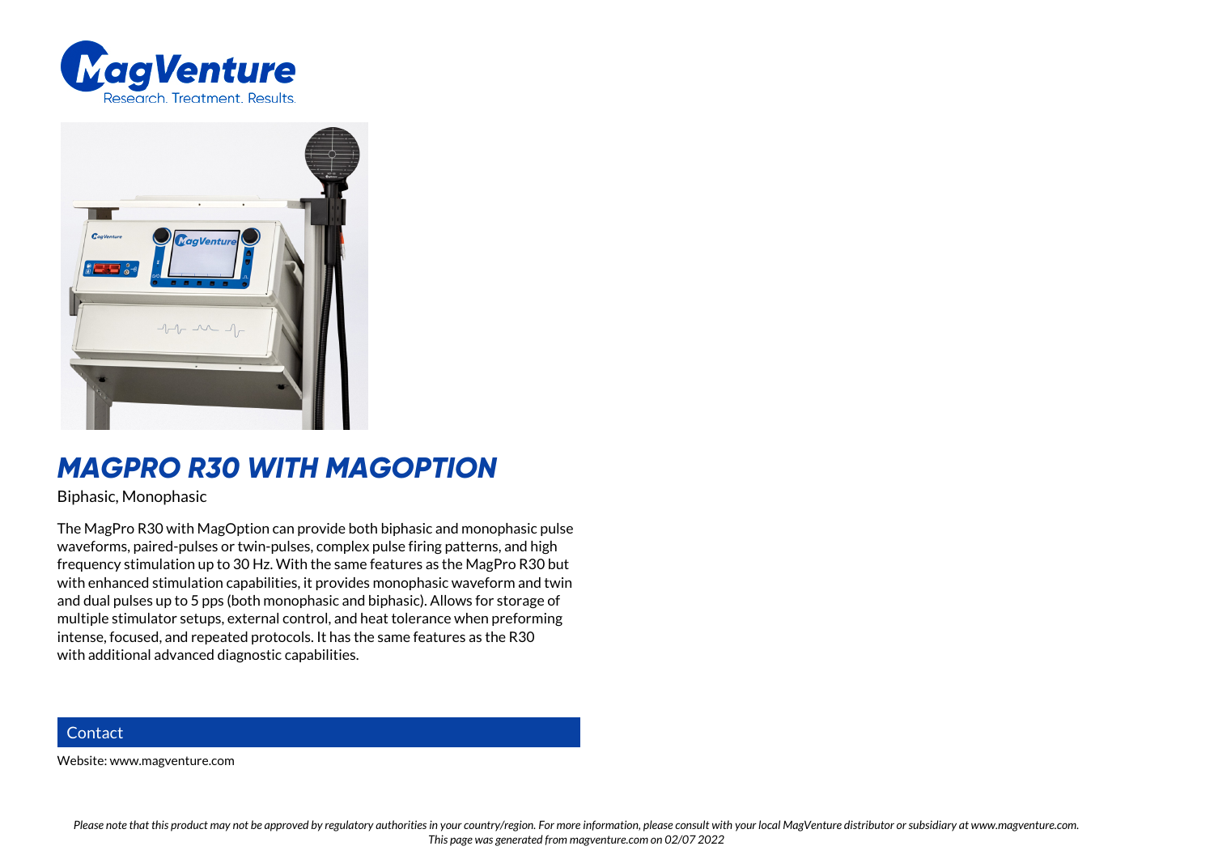# MAGPRO R30 WITH MAGOPTION

Biphasic, Monophasic

The MagPro R30 with MagOption can provide both biphasic and monophasic pulse waveforms, paired-pulses or twin-pulses, complex pulse firing patterns, and high frequency stimulation up to 30 Hz. With the same features as the MagPro R30 but with enhanced stimulation capabilities, it provides monophasic waveform and twin and dual pulses up to 5 pps (both monophasic and biphasic). Allows for storage of multiple stimulator setups, external control, and heat tolerance when preforming intense, focused, and repeated protocols. It has the same features as the R30 with additional advanced diagnostic capabilities.

## Contact

Website: www.magventure.com

*Please note that this product may not be approved by regulatory authorities in your country/region. For more information, please consult with your local MagVenture distributor or subsidiary at www.magventure.com. This page was generated from magventure.com on 02/07 2022*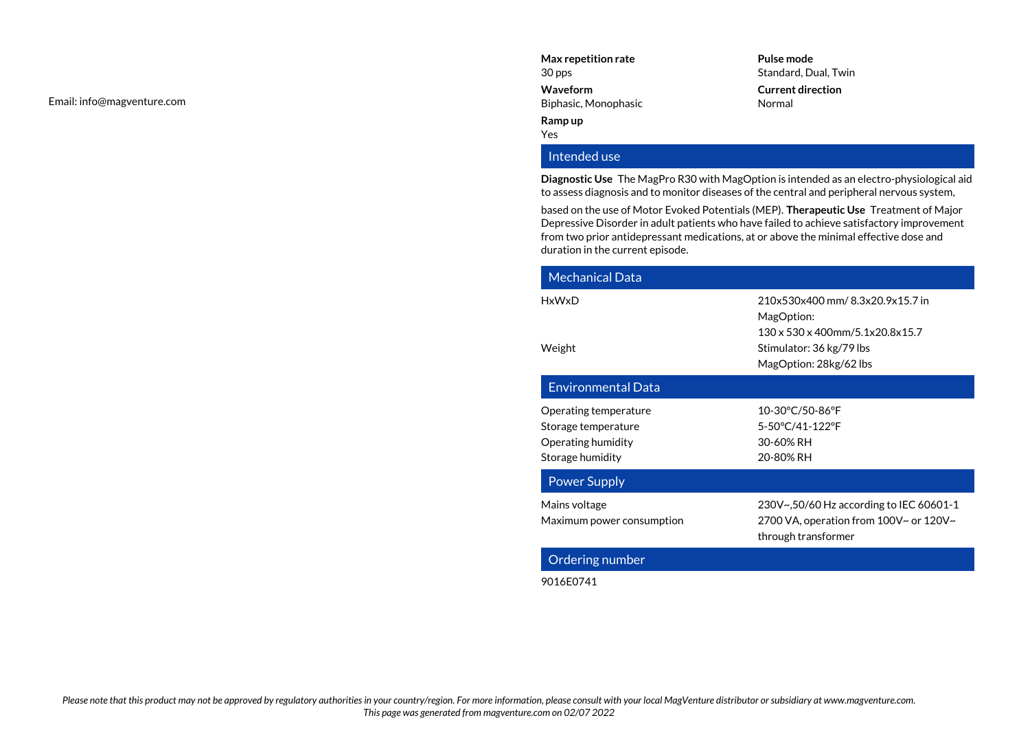Email: info@magventure.com

**Max repetition rate**
30 pps

**Pulse mode**
Standard, Dual, Twin

**Waveform**
Biphasic, Monophasic

**Current direction**
Normal

**Ramp up**
Yes

## Intended use

**Diagnostic Use** The MagPro R30 with MagOption is intended as an electro-physiological aid to assess diagnosis and to monitor diseases of the central and peripheral nervous system, based on the use of Motor Evoked Potentials (MEP). **Therapeutic Use** Treatment of Major Depressive Disorder in adult patients who have failed to achieve satisfactory improvement from two prior antidepressant medications, at or above the minimal effective dose and duration in the current episode.

## Mechanical Data

| | |
|---|---|
| HxWxD | 210x530x400 mm/ 8.3x20.9x15.7 in<br>MagOption:<br>130 x 530 x 400mm/5.1x20.8x15.7 |
| Weight | Stimulator: 36 kg/79 lbs<br>MagOption: 28kg/62 lbs |

## Environmental Data

| | |
|---|---|
| Operating temperature | 10-30°C/50-86°F |
| Storage temperature | 5-50°C/41-122°F |
| Operating humidity | 30-60% RH |
| Storage humidity | 20-80% RH |

## Power Supply

| | |
|---|---|
| Mains voltage | 230V~,50/60 Hz according to IEC 60601-1 |
| Maximum power consumption | 2700 VA, operation from 100V~ or 120V~ through transformer |

## Ordering number

9016E0741

*Please note that this product may not be approved by regulatory authorities in your country/region. For more information, please consult with your local MagVenture distributor or subsidiary at www.magventure.com.*
*This page was generated from magventure.com on 02/07 2022*